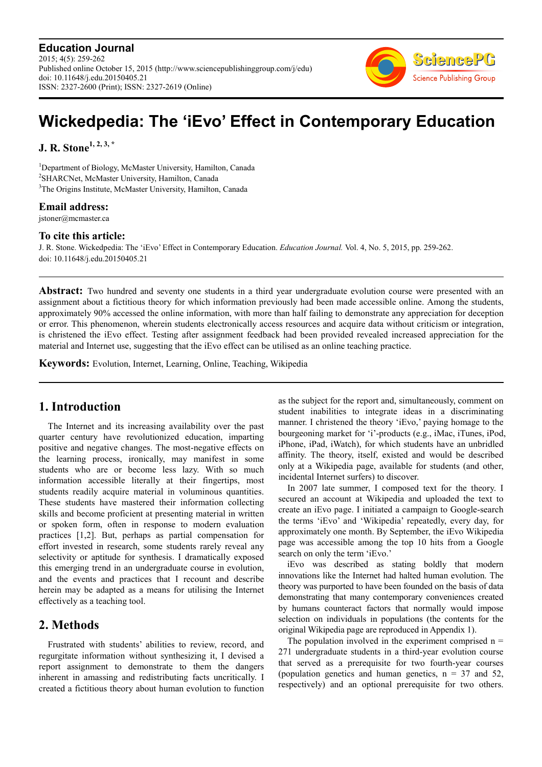**Education Journal**
2015; 4(5): 259-262
Published online October 15, 2015 (http://www.sciencepublishinggroup.com/j/edu)
doi: 10.11648/j.edu.20150405.21
ISSN: 2327-2600 (Print); ISSN: 2327-2619 (Online)

# Wickedpedia: The 'iEvo' Effect in Contemporary Education

**J. R. Stone[1, 2, 3, *]**

[1]Department of Biology, McMaster University, Hamilton, Canada
[2]SHARCNet, McMaster University, Hamilton, Canada
[3]The Origins Institute, McMaster University, Hamilton, Canada

### Email address:

jstoner@mcmaster.ca

### To cite this article:

J. R. Stone. Wickedpedia: The 'iEvo' Effect in Contemporary Education. *Education Journal.* Vol. 4, No. 5, 2015, pp. 259-262. doi: 10.11648/j.edu.20150405.21

---

**Abstract:** Two hundred and seventy one students in a third year undergraduate evolution course were presented with an assignment about a fictitious theory for which information previously had been made accessible online. Among the students, approximately 90% accessed the online information, with more than half failing to demonstrate any appreciation for deception or error. This phenomenon, wherein students electronically access resources and acquire data without criticism or integration, is christened the iEvo effect. Testing after assignment feedback had been provided revealed increased appreciation for the material and Internet use, suggesting that the iEvo effect can be utilised as an online teaching practice.

**Keywords:** Evolution, Internet, Learning, Online, Teaching, Wikipedia

---

## 1. Introduction

The Internet and its increasing availability over the past quarter century have revolutionized education, imparting positive and negative changes. The most-negative effects on the learning process, ironically, may manifest in some students who are or become less lazy. With so much information accessible literally at their fingertips, most students readily acquire material in voluminous quantities. These students have mastered their information collecting skills and become proficient at presenting material in written or spoken form, often in response to modern evaluation practices [1,2]. But, perhaps as partial compensation for effort invested in research, some students rarely reveal any selectivity or aptitude for synthesis. I dramatically exposed this emerging trend in an undergraduate course in evolution, and the events and practices that I recount and describe herein may be adapted as a means for utilising the Internet effectively as a teaching tool.

## 2. Methods

Frustrated with students' abilities to review, record, and regurgitate information without synthesizing it, I devised a report assignment to demonstrate to them the dangers inherent in amassing and redistributing facts uncritically. I created a fictitious theory about human evolution to function as the subject for the report and, simultaneously, comment on student inabilities to integrate ideas in a discriminating manner. I christened the theory 'iEvo,' paying homage to the bourgeoning market for 'i'-products (e.g., iMac, iTunes, iPod, iPhone, iPad, iWatch), for which students have an unbridled affinity. The theory, itself, existed and would be described only at a Wikipedia page, available for students (and other, incidental Internet surfers) to discover.

In 2007 late summer, I composed text for the theory. I secured an account at Wikipedia and uploaded the text to create an iEvo page. I initiated a campaign to Google-search the terms 'iEvo' and 'Wikipedia' repeatedly, every day, for approximately one month. By September, the iEvo Wikipedia page was accessible among the top 10 hits from a Google search on only the term 'iEvo.'

iEvo was described as stating boldly that modern innovations like the Internet had halted human evolution. The theory was purported to have been founded on the basis of data demonstrating that many contemporary conveniences created by humans counteract factors that normally would impose selection on individuals in populations (the contents for the original Wikipedia page are reproduced in Appendix 1).

The population involved in the experiment comprised n = 271 undergraduate students in a third-year evolution course that served as a prerequisite for two fourth-year courses (population genetics and human genetics, n = 37 and 52, respectively) and an optional prerequisite for two others.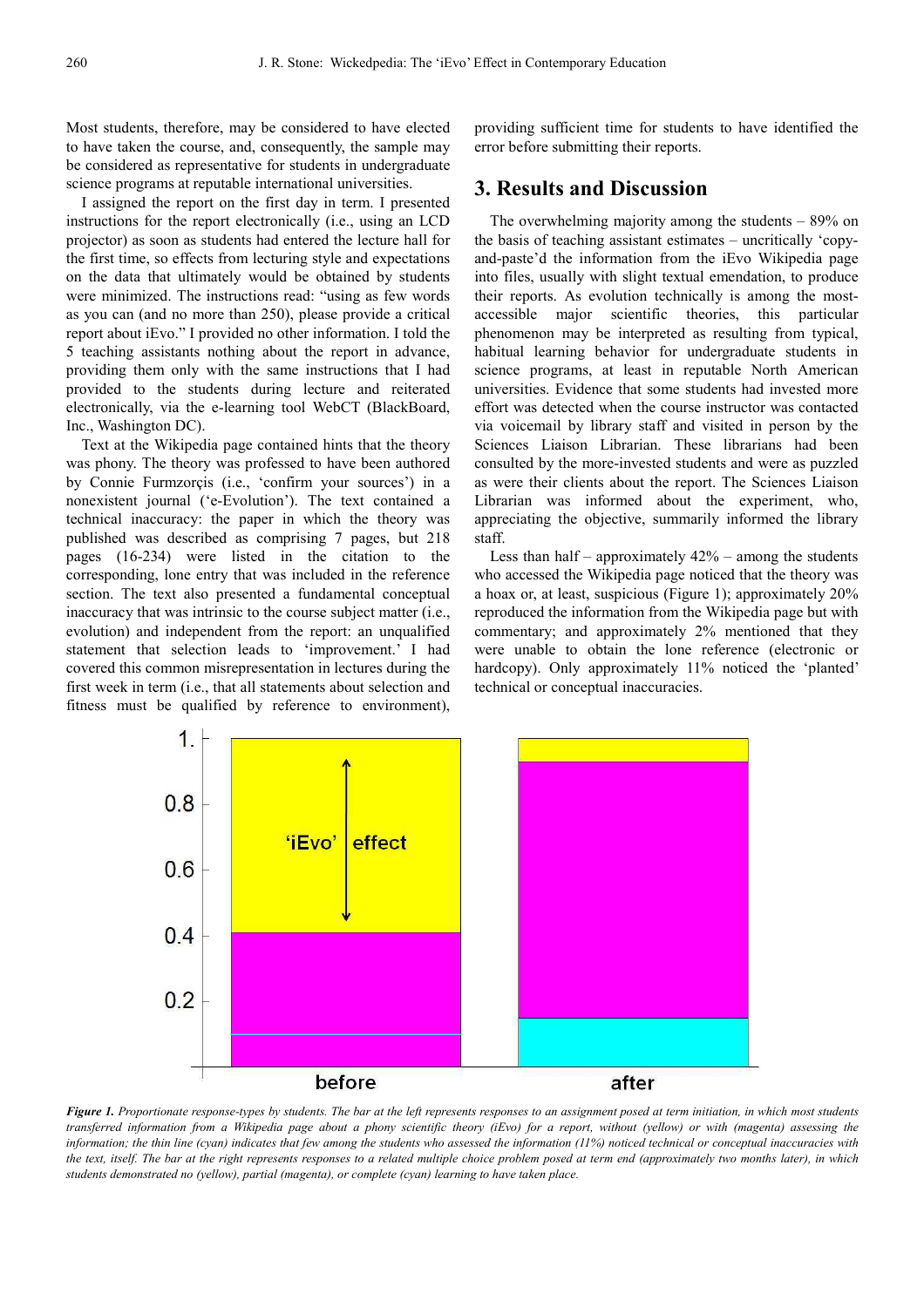Most students, therefore, may be considered to have elected to have taken the course, and, consequently, the sample may be considered as representative for students in undergraduate science programs at reputable international universities.

I assigned the report on the first day in term. I presented instructions for the report electronically (i.e., using an LCD projector) as soon as students had entered the lecture hall for the first time, so effects from lecturing style and expectations on the data that ultimately would be obtained by students were minimized. The instructions read: "using as few words as you can (and no more than 250), please provide a critical report about iEvo." I provided no other information. I told the 5 teaching assistants nothing about the report in advance, providing them only with the same instructions that I had provided to the students during lecture and reiterated electronically, via the e-learning tool WebCT (BlackBoard, Inc., Washington DC).

Text at the Wikipedia page contained hints that the theory was phony. The theory was professed to have been authored by Connie Furmzorçis (i.e., 'confirm your sources') in a nonexistent journal ('e-Evolution'). The text contained a technical inaccuracy: the paper in which the theory was published was described as comprising 7 pages, but 218 pages (16-234) were listed in the citation to the corresponding, lone entry that was included in the reference section. The text also presented a fundamental conceptual inaccuracy that was intrinsic to the course subject matter (i.e., evolution) and independent from the report: an unqualified statement that selection leads to 'improvement.' I had covered this common misrepresentation in lectures during the first week in term (i.e., that all statements about selection and fitness must be qualified by reference to environment), providing sufficient time for students to have identified the error before submitting their reports.

## 3. Results and Discussion

The overwhelming majority among the students – 89% on the basis of teaching assistant estimates – uncritically 'copy-and-paste'd the information from the iEvo Wikipedia page into files, usually with slight textual emendation, to produce their reports. As evolution technically is among the most-accessible major scientific theories, this particular phenomenon may be interpreted as resulting from typical, habitual learning behavior for undergraduate students in science programs, at least in reputable North American universities. Evidence that some students had invested more effort was detected when the course instructor was contacted via voicemail by library staff and visited in person by the Sciences Liaison Librarian. These librarians had been consulted by the more-invested students and were as puzzled as were their clients about the report. The Sciences Liaison Librarian was informed about the experiment, who, appreciating the objective, summarily informed the library staff.

Less than half – approximately 42% – among the students who accessed the Wikipedia page noticed that the theory was a hoax or, at least, suspicious (Figure 1); approximately 20% reproduced the information from the Wikipedia page but with commentary; and approximately 2% mentioned that they were unable to obtain the lone reference (electronic or hardcopy). Only approximately 11% noticed the 'planted' technical or conceptual inaccuracies.

*__Figure 1.__ Proportionate response-types by students. The bar at the left represents responses to an assignment posed at term initiation, in which most students transferred information from a Wikipedia page about a phony scientific theory (iEvo) for a report, without (yellow) or with (magenta) assessing the information; the thin line (cyan) indicates that few among the students who assessed the information (11%) noticed technical or conceptual inaccuracies with the text, itself. The bar at the right represents responses to a related multiple choice problem posed at term end (approximately two months later), in which students demonstrated no (yellow), partial (magenta), or complete (cyan) learning to have taken place.*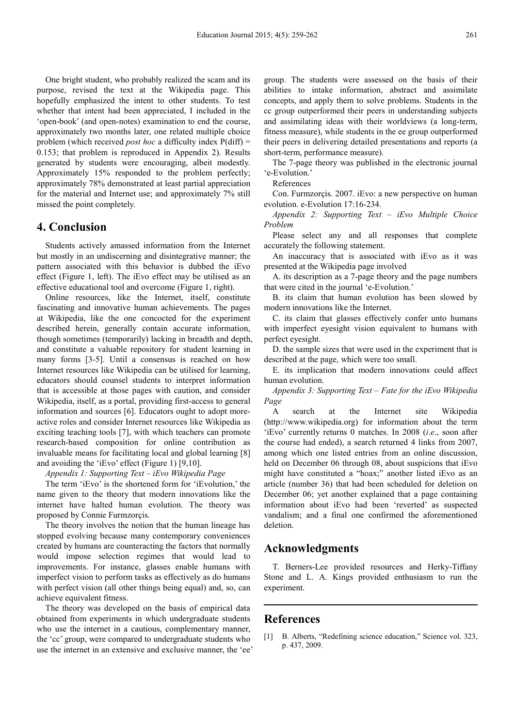One bright student, who probably realized the scam and its purpose, revised the text at the Wikipedia page. This hopefully emphasized the intent to other students. To test whether that intent had been appreciated, I included in the 'open-book' (and open-notes) examination to end the course, approximately two months later, one related multiple choice problem (which received *post hoc* a difficulty index P(diff) = 0.153; that problem is reproduced in Appendix 2). Results generated by students were encouraging, albeit modestly. Approximately 15% responded to the problem perfectly; approximately 78% demonstrated at least partial appreciation for the material and Internet use; and approximately 7% still missed the point completely.

## 4. Conclusion

Students actively amassed information from the Internet but mostly in an undiscerning and disintegrative manner; the pattern associated with this behavior is dubbed the iEvo effect (Figure 1, left). The iEvo effect may be utilised as an effective educational tool and overcome (Figure 1, right).

Online resources, like the Internet, itself, constitute fascinating and innovative human achievements. The pages at Wikipedia, like the one concocted for the experiment described herein, generally contain accurate information, though sometimes (temporarily) lacking in breadth and depth, and constitute a valuable repository for student learning in many forms [3-5]. Until a consensus is reached on how Internet resources like Wikipedia can be utilised for learning, educators should counsel students to interpret information that is accessible at those pages with caution, and consider Wikipedia, itself, as a portal, providing first-access to general information and sources [6]. Educators ought to adopt more-active roles and consider Internet resources like Wikipedia as exciting teaching tools [7], with which teachers can promote research-based composition for online contribution as invaluable means for facilitating local and global learning [8] and avoiding the 'iEvo' effect (Figure 1) [9,10].

*Appendix 1: Supporting Text – iEvo Wikipedia Page*

The term 'iEvo' is the shortened form for 'iEvolution,' the name given to the theory that modern innovations like the internet have halted human evolution. The theory was proposed by Connie Furmzorçis.

The theory involves the notion that the human lineage has stopped evolving because many contemporary conveniences created by humans are counteracting the factors that normally would impose selection regimes that would lead to improvements. For instance, glasses enable humans with imperfect vision to perform tasks as effectively as do humans with perfect vision (all other things being equal) and, so, can achieve equivalent fitness.

The theory was developed on the basis of empirical data obtained from experiments in which undergraduate students who use the internet in a cautious, complementary manner, the 'cc' group, were compared to undergraduate students who use the internet in an extensive and exclusive manner, the 'ee' group. The students were assessed on the basis of their abilities to intake information, abstract and assimilate concepts, and apply them to solve problems. Students in the cc group outperformed their peers in understanding subjects and assimilating ideas with their worldviews (a long-term, fitness measure), while students in the ee group outperformed their peers in delivering detailed presentations and reports (a short-term, performance measure).

The 7-page theory was published in the electronic journal 'e-Evolution.'

References

Con. Furmzorçis. 2007. iEvo: a new perspective on human evolution. e-Evolution 17:16-234.

*Appendix 2: Supporting Text – iEvo Multiple Choice Problem*

Please select any and all responses that complete accurately the following statement.

An inaccuracy that is associated with iEvo as it was presented at the Wikipedia page involved

A. its description as a 7-page theory and the page numbers that were cited in the journal 'e-Evolution.'

B. its claim that human evolution has been slowed by modern innovations like the Internet.

C. its claim that glasses effectively confer unto humans with imperfect eyesight vision equivalent to humans with perfect eyesight.

D. the sample sizes that were used in the experiment that is described at the page, which were too small.

E. its implication that modern innovations could affect human evolution.

*Appendix 3: Supporting Text – Fate for the iEvo Wikipedia Page*

A search at the Internet site Wikipedia (http://www.wikipedia.org) for information about the term 'iEvo' currently returns 0 matches. In 2008 (*i.e*., soon after the course had ended), a search returned 4 links from 2007, among which one listed entries from an online discussion, held on December 06 through 08, about suspicions that iEvo might have constituted a "hoax;" another listed iEvo as an article (number 36) that had been scheduled for deletion on December 06; yet another explained that a page containing information about iEvo had been 'reverted' as suspected vandalism; and a final one confirmed the aforementioned deletion.

## Acknowledgments

T. Berners-Lee provided resources and Herky-Tiffany Stone and L. A. Kings provided enthusiasm to run the experiment.

## References

[1] B. Alberts, "Redefining science education," Science vol. 323, p. 437, 2009.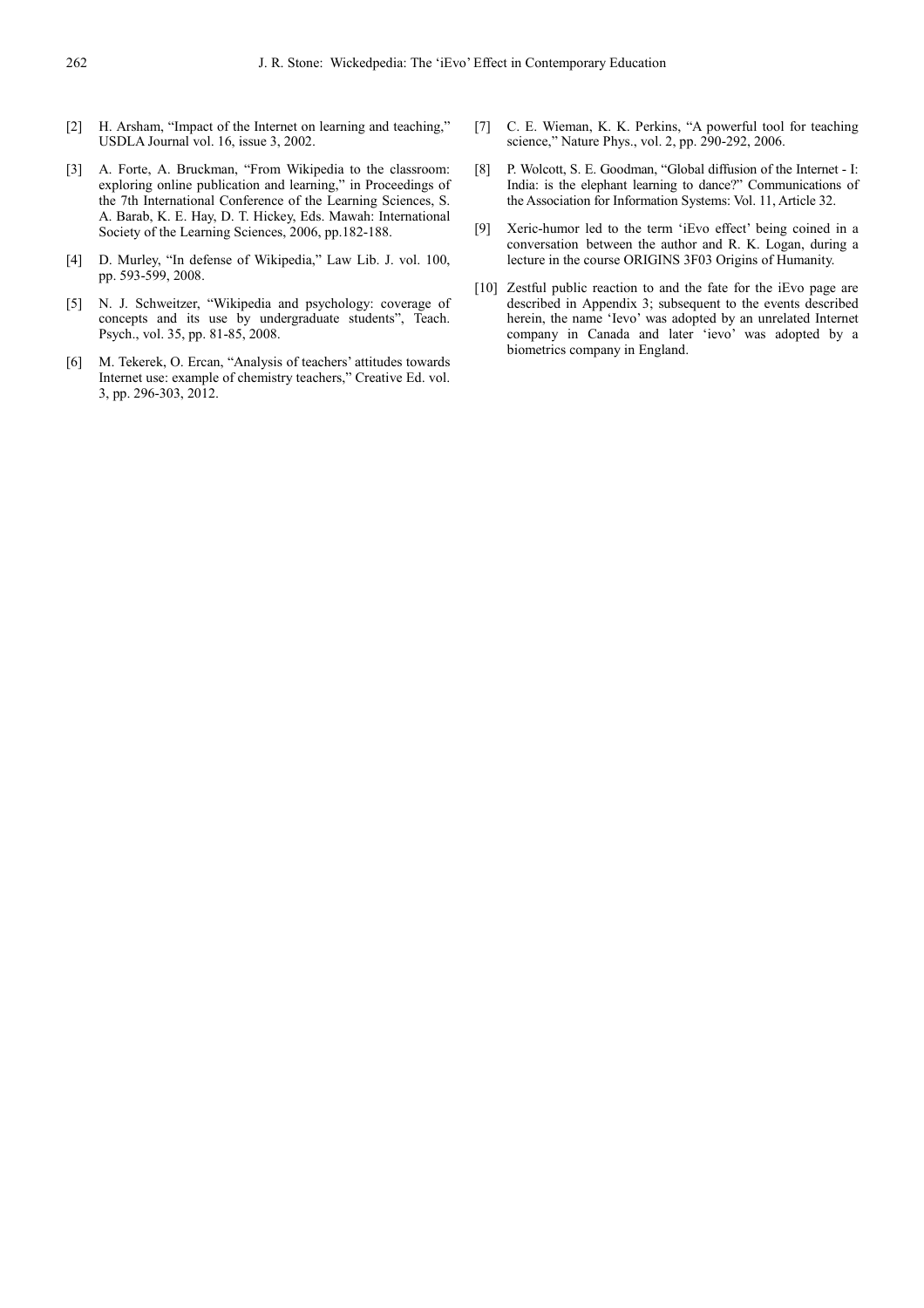[2] H. Arsham, "Impact of the Internet on learning and teaching," USDLA Journal vol. 16, issue 3, 2002.

[3] A. Forte, A. Bruckman, "From Wikipedia to the classroom: exploring online publication and learning," in Proceedings of the 7th International Conference of the Learning Sciences, S. A. Barab, K. E. Hay, D. T. Hickey, Eds. Mawah: International Society of the Learning Sciences, 2006, pp.182-188.

[4] D. Murley, "In defense of Wikipedia," Law Lib. J. vol. 100, pp. 593-599, 2008.

[5] N. J. Schweitzer, "Wikipedia and psychology: coverage of concepts and its use by undergraduate students", Teach. Psych., vol. 35, pp. 81-85, 2008.

[6] M. Tekerek, O. Ercan, "Analysis of teachers' attitudes towards Internet use: example of chemistry teachers," Creative Ed. vol. 3, pp. 296-303, 2012.

[7] C. E. Wieman, K. K. Perkins, "A powerful tool for teaching science," Nature Phys., vol. 2, pp. 290-292, 2006.

[8] P. Wolcott, S. E. Goodman, "Global diffusion of the Internet - I: India: is the elephant learning to dance?" Communications of the Association for Information Systems: Vol. 11, Article 32.

[9] Xeric-humor led to the term 'iEvo effect' being coined in a conversation between the author and R. K. Logan, during a lecture in the course ORIGINS 3F03 Origins of Humanity.

[10] Zestful public reaction to and the fate for the iEvo page are described in Appendix 3; subsequent to the events described herein, the name 'Ievo' was adopted by an unrelated Internet company in Canada and later 'ievo' was adopted by a biometrics company in England.